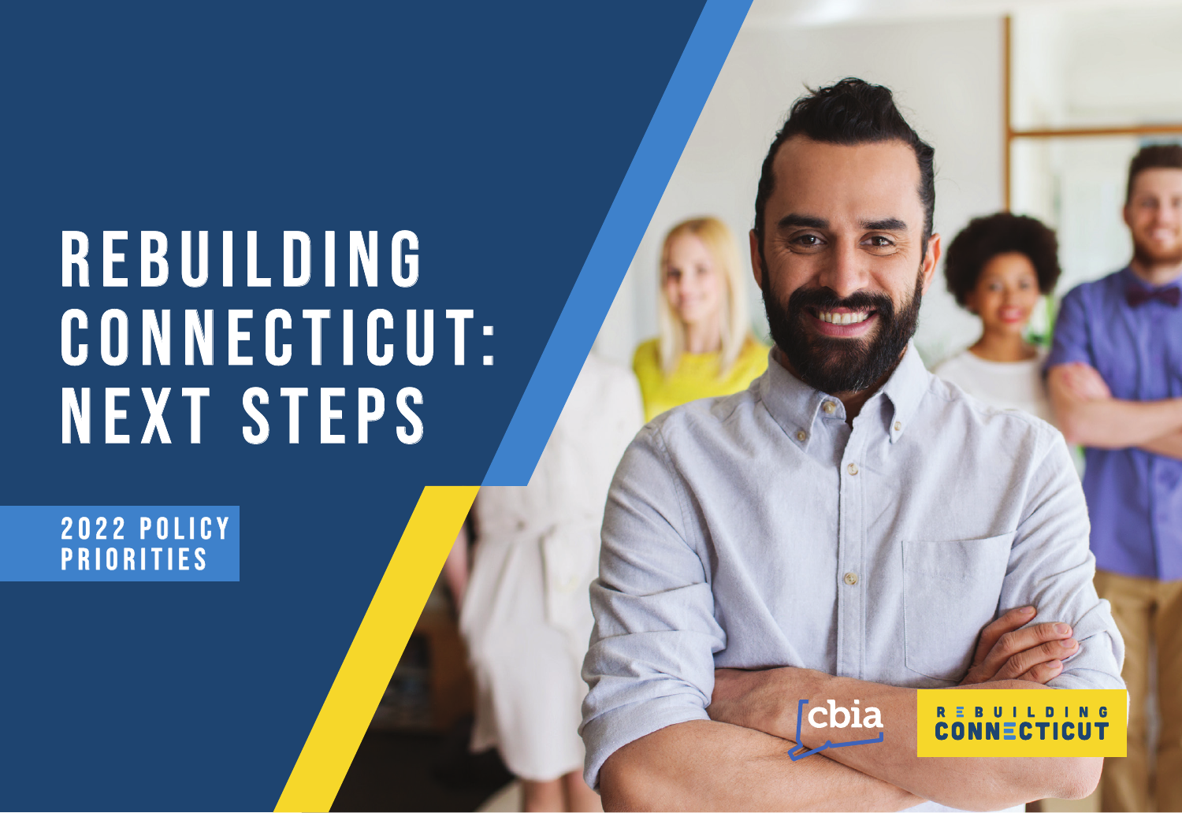# REBUILDING CONNECTICUT: NEXT STEPS

## 2022 POLICY PRIORITIES

cbia

REBUILDING CONNECTICUT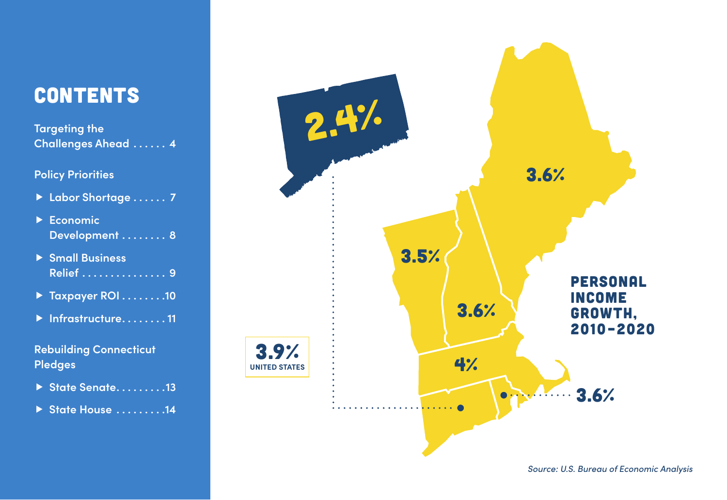# CONTENTS

Targeting the Challenges Ahead . . . . . . 4

Policy Priorities

- Labor Shortage . . . . . . 7
- Economic Development . . . . . . . . 8
- Small Business Relief . . . . . . . . . . . . . . . 9
- Taxpayer ROI . . . . . . . .10
- Infrastructure. . . . . . . . 11

Rebuilding Connecticut Pledges

- State Senate. . . . . . . . .13
- State House . . . . . . . . .14

## PERSONAL INCOME GROWTH, 2010-2020

2.4%

3.6%

3.5%

3.6%

4%

3.6%

3.9%
UNITED STATES

*Source: U.S. Bureau of Economic Analysis*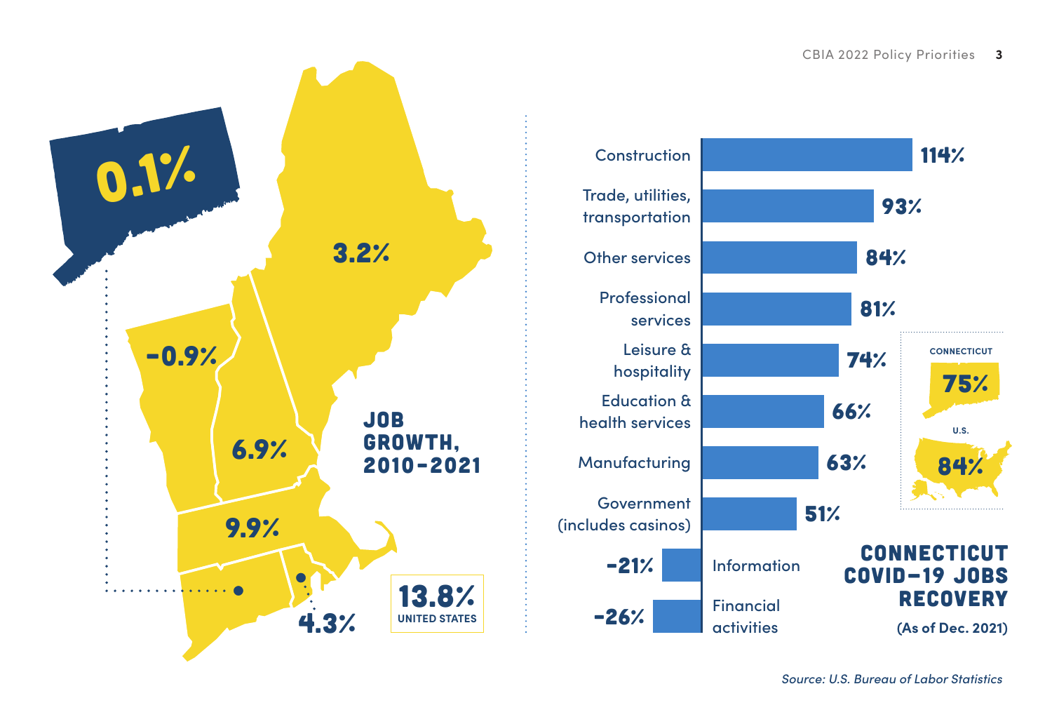## Job Growth, 2010–2021

| State | Job Growth |
| --- | --- |
| Connecticut | 0.1% |
| Maine | 3.2% |
| Vermont | -0.9% |
| New Hampshire | 6.9% |
| Massachusetts | 9.9% |
| Rhode Island | 4.3% |
| United States | 13.8% |

## Connecticut COVID-19 Jobs Recovery

(As of Dec. 2021)

| Sector | Recovery |
| --- | --- |
| Construction | 114% |
| Trade, utilities, transportation | 93% |
| Other services | 84% |
| Professional services | 81% |
| Leisure & hospitality | 74% |
| Education & health services | 66% |
| Manufacturing | 63% |
| Government (includes casinos) | 51% |
| Information | -21% |
| Financial activities | -26% |

| | Recovery |
| --- | --- |
| Connecticut | 75% |
| U.S. | 84% |

*Source: U.S. Bureau of Labor Statistics*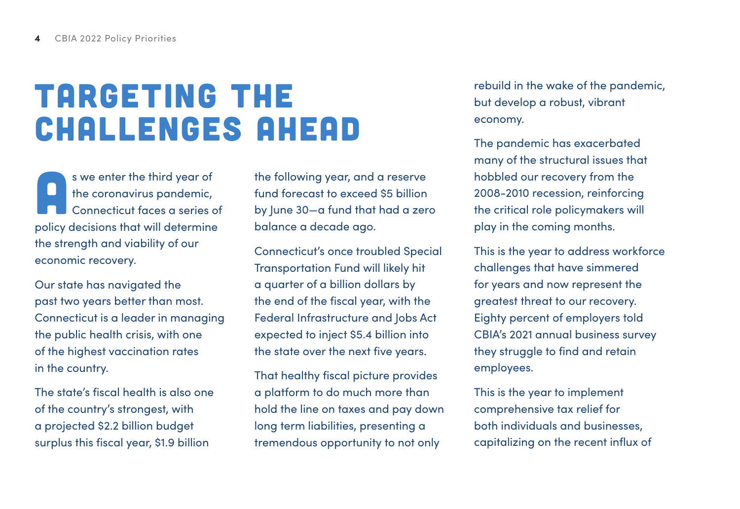# TARGETING THE CHALLENGES AHEAD

As we enter the third year of the coronavirus pandemic, Connecticut faces a series of policy decisions that will determine the strength and viability of our economic recovery.

Our state has navigated the past two years better than most. Connecticut is a leader in managing the public health crisis, with one of the highest vaccination rates in the country.

The state's fiscal health is also one of the country's strongest, with a projected $2.2 billion budget surplus this fiscal year, $1.9 billion the following year, and a reserve fund forecast to exceed $5 billion by June 30—a fund that had a zero balance a decade ago.

Connecticut's once troubled Special Transportation Fund will likely hit a quarter of a billion dollars by the end of the fiscal year, with the Federal Infrastructure and Jobs Act expected to inject $5.4 billion into the state over the next five years.

That healthy fiscal picture provides a platform to do much more than hold the line on taxes and pay down long term liabilities, presenting a tremendous opportunity to not only rebuild in the wake of the pandemic, but develop a robust, vibrant economy.

The pandemic has exacerbated many of the structural issues that hobbled our recovery from the 2008-2010 recession, reinforcing the critical role policymakers will play in the coming months.

This is the year to address workforce challenges that have simmered for years and now represent the greatest threat to our recovery. Eighty percent of employers told CBIA's 2021 annual business survey they struggle to find and retain employees.

This is the year to implement comprehensive tax relief for both individuals and businesses, capitalizing on the recent influx of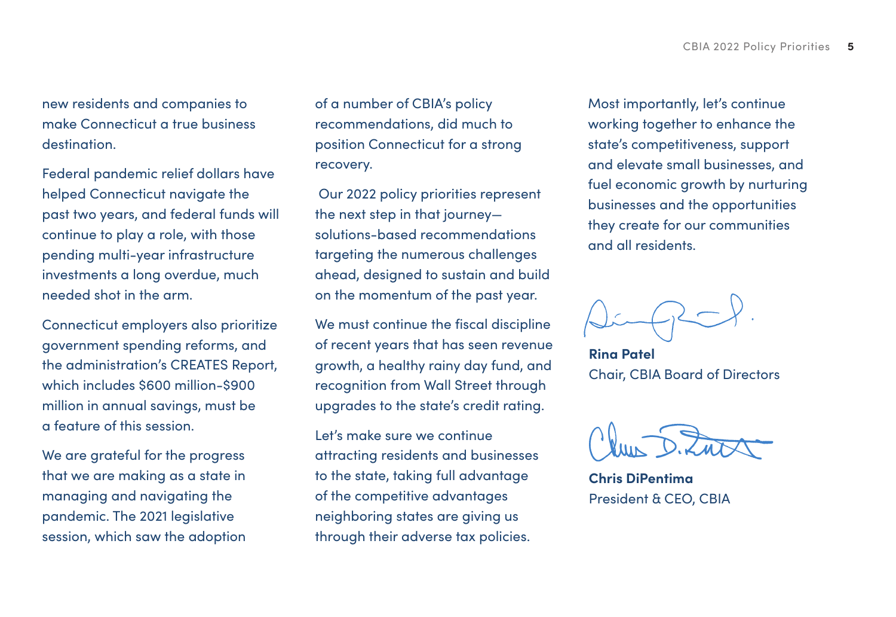new residents and companies to make Connecticut a true business destination.

Federal pandemic relief dollars have helped Connecticut navigate the past two years, and federal funds will continue to play a role, with those pending multi-year infrastructure investments a long overdue, much needed shot in the arm.

Connecticut employers also prioritize government spending reforms, and the administration's CREATES Report, which includes $600 million-$900 million in annual savings, must be a feature of this session.

We are grateful for the progress that we are making as a state in managing and navigating the pandemic. The 2021 legislative session, which saw the adoption of a number of CBIA's policy recommendations, did much to position Connecticut for a strong recovery.

Our 2022 policy priorities represent the next step in that journey—solutions-based recommendations targeting the numerous challenges ahead, designed to sustain and build on the momentum of the past year.

We must continue the fiscal discipline of recent years that has seen revenue growth, a healthy rainy day fund, and recognition from Wall Street through upgrades to the state's credit rating.

Let's make sure we continue attracting residents and businesses to the state, taking full advantage of the competitive advantages neighboring states are giving us through their adverse tax policies.

Most importantly, let's continue working together to enhance the state's competitiveness, support and elevate small businesses, and fuel economic growth by nurturing businesses and the opportunities they create for our communities and all residents.

**Rina Patel**
Chair, CBIA Board of Directors

**Chris DiPentima**
President & CEO, CBIA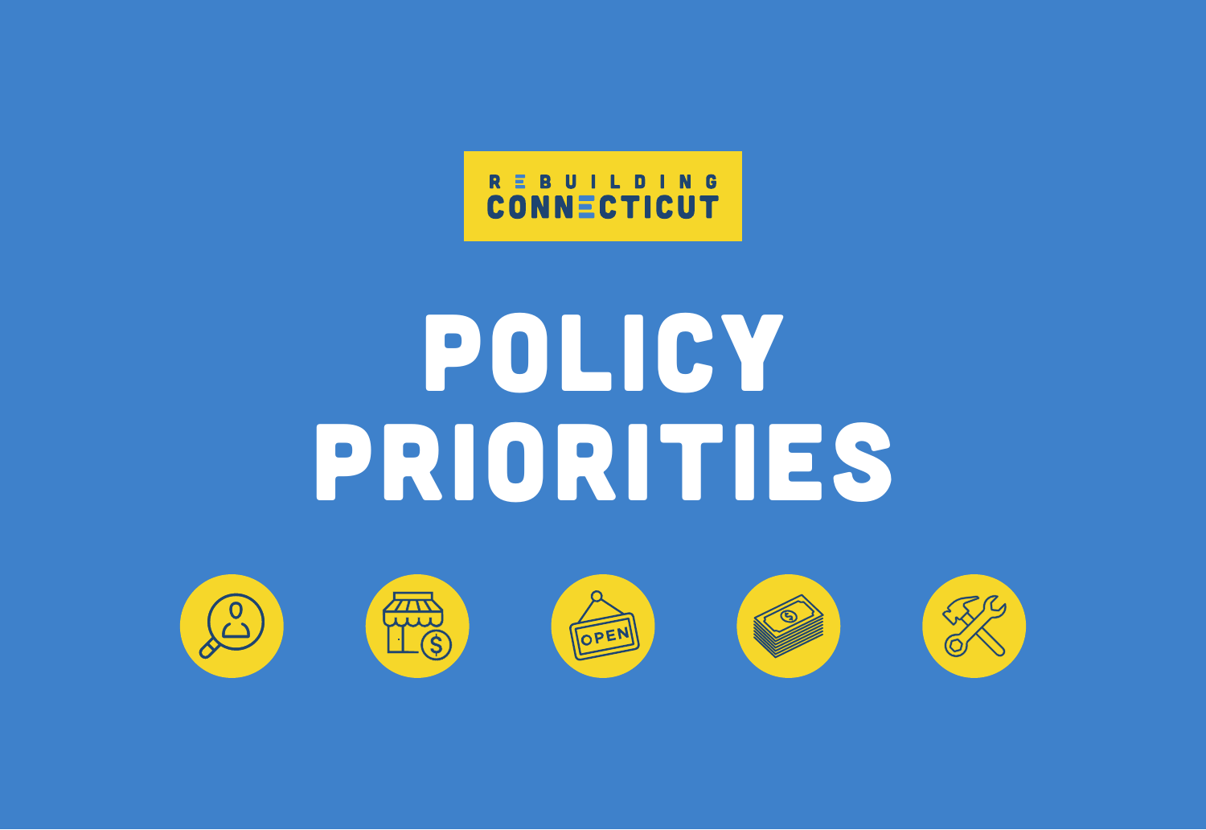REBUILDING CONNECTICUT

# POLICY PRIORITIES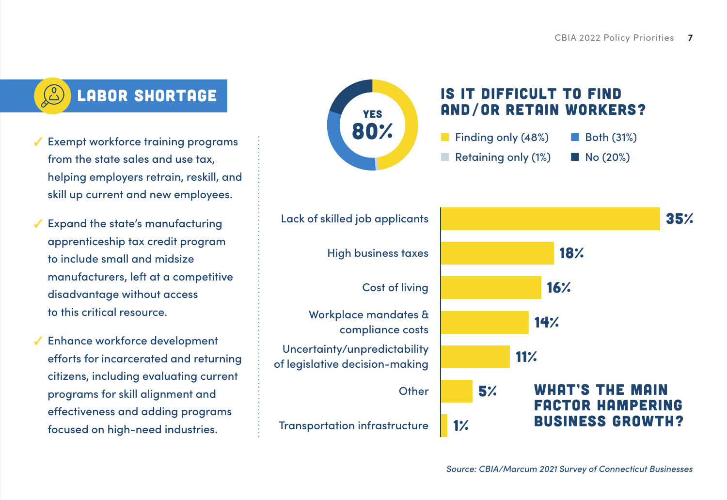## LABOR SHORTAGE

- ✓ Exempt workforce training programs from the state sales and use tax, helping employers retrain, reskill, and skill up current and new employees.
- ✓ Expand the state's manufacturing apprenticeship tax credit program to include small and midsize manufacturers, left at a competitive disadvantage without access to this critical resource.
- ✓ Enhance workforce development efforts for incarcerated and returning citizens, including evaluating current programs for skill alignment and effectiveness and adding programs focused on high-need industries.

### IS IT DIFFICULT TO FIND AND/OR RETAIN WORKERS?

YES 80%

| Response | Share |
|---|---|
| Finding only | 48% |
| Both | 31% |
| Retaining only | 1% |
| No | 20% |

### WHAT'S THE MAIN FACTOR HAMPERING BUSINESS GROWTH?

| Factor | Share |
|---|---|
| Lack of skilled job applicants | 35% |
| High business taxes | 18% |
| Cost of living | 16% |
| Workplace mandates & compliance costs | 14% |
| Uncertainty/unpredictability of legislative decision-making | 11% |
| Other | 5% |
| Transportation infrastructure | 1% |

*Source: CBIA/Marcum 2021 Survey of Connecticut Businesses*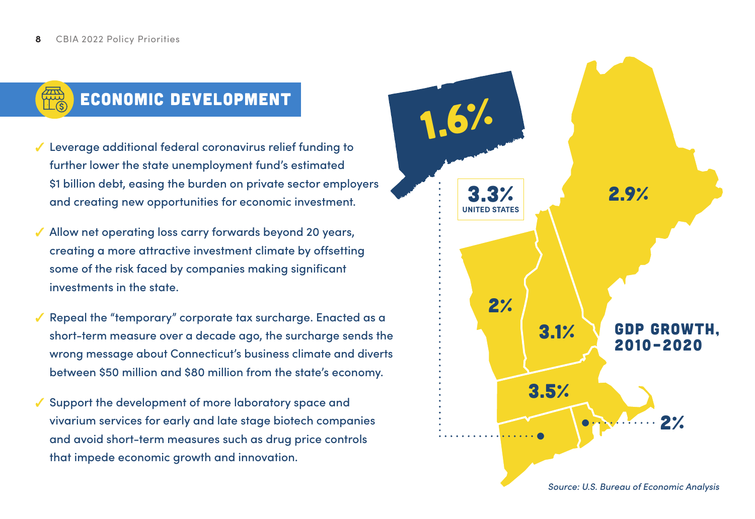## ECONOMIC DEVELOPMENT

- Leverage additional federal coronavirus relief funding to further lower the state unemployment fund's estimated $1 billion debt, easing the burden on private sector employers and creating new opportunities for economic investment.
- Allow net operating loss carry forwards beyond 20 years, creating a more attractive investment climate by offsetting some of the risk faced by companies making significant investments in the state.
- Repeal the "temporary" corporate tax surcharge. Enacted as a short-term measure over a decade ago, the surcharge sends the wrong message about Connecticut's business climate and diverts between $50 million and $80 million from the state's economy.
- Support the development of more laboratory space and vivarium services for early and late stage biotech companies and avoid short-term measures such as drug price controls that impede economic growth and innovation.

**GDP GROWTH, 2010-2020**

1.6%

3.3% UNITED STATES

2.9%

2%

3.1%

3.5%

2%

*Source: U.S. Bureau of Economic Analysis*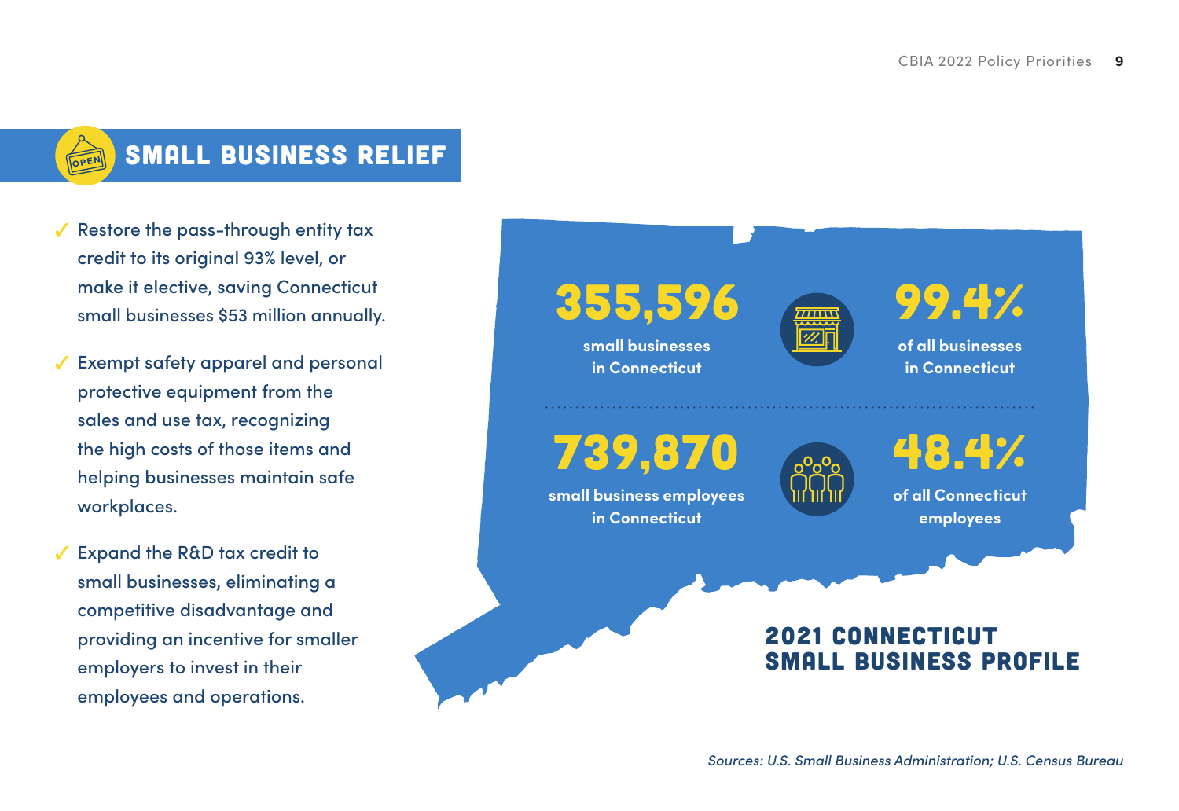## SMALL BUSINESS RELIEF

- ✓ Restore the pass-through entity tax credit to its original 93% level, or make it elective, saving Connecticut small businesses $53 million annually.
- ✓ Exempt safety apparel and personal protective equipment from the sales and use tax, recognizing the high costs of those items and helping businesses maintain safe workplaces.
- ✓ Expand the R&D tax credit to small businesses, eliminating a competitive disadvantage and providing an incentive for smaller employers to invest in their employees and operations.

**355,596**
small businesses in Connecticut

**99.4%**
of all businesses in Connecticut

**739,870**
small business employees in Connecticut

**48.4%**
of all Connecticut employees

### 2021 CONNECTICUT SMALL BUSINESS PROFILE

*Sources: U.S. Small Business Administration; U.S. Census Bureau*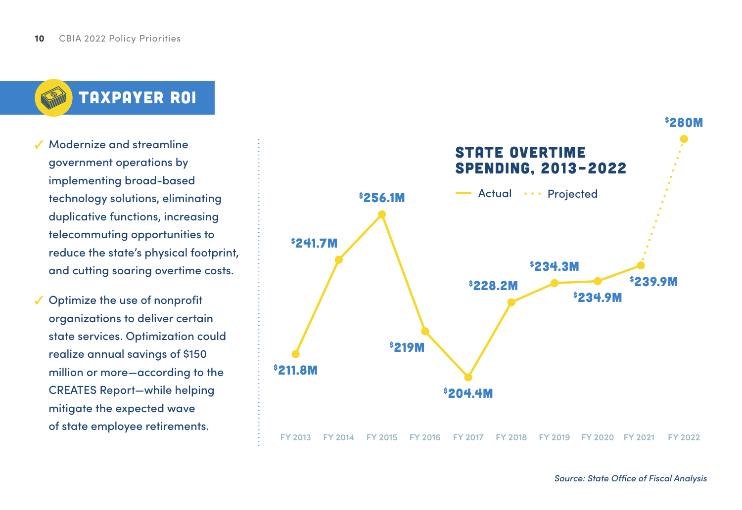## TAXPAYER ROI

- ✓ Modernize and streamline government operations by implementing broad-based technology solutions, eliminating duplicative functions, increasing telecommuting opportunities to reduce the state's physical footprint, and cutting soaring overtime costs.
- ✓ Optimize the use of nonprofit organizations to deliver certain state services. Optimization could realize annual savings of $150 million or more—according to the CREATES Report—while helping mitigate the expected wave of state employee retirements.

### STATE OVERTIME SPENDING, 2013–2022

| Fiscal Year | Spending | Type |
|---|---|---|
| FY 2013 | $211.8M | Actual |
| FY 2014 | $241.7M | Actual |
| FY 2015 | $256.1M | Actual |
| FY 2016 | $219M | Actual |
| FY 2017 | $204.4M | Actual |
| FY 2018 | $228.2M | Actual |
| FY 2019 | $234.3M | Actual |
| FY 2020 | $234.9M | Actual |
| FY 2021 | $239.9M | Actual |
| FY 2022 | $280M | Projected |

*Source: State Office of Fiscal Analysis*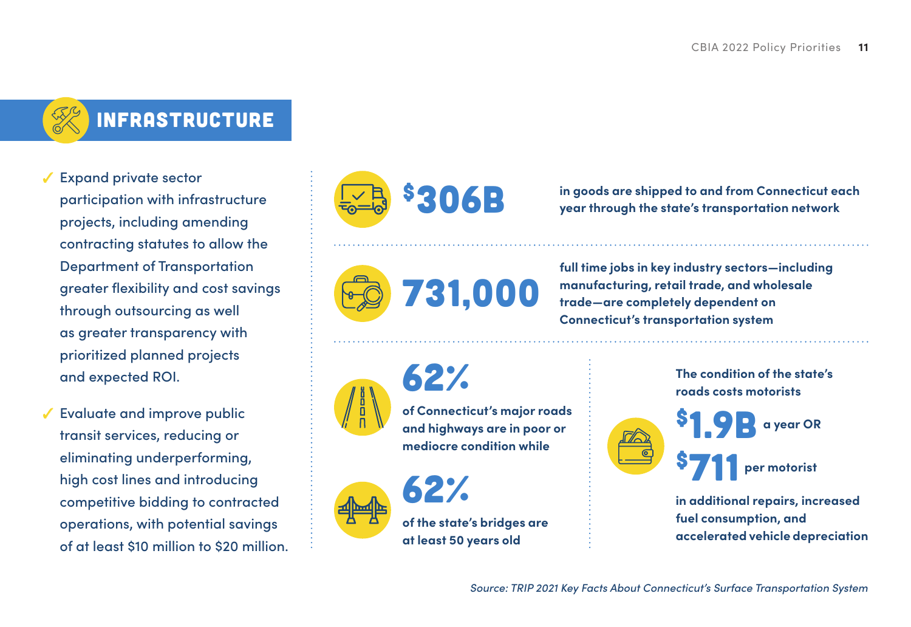## INFRASTRUCTURE

- ✓ Expand private sector participation with infrastructure projects, including amending contracting statutes to allow the Department of Transportation greater flexibility and cost savings through outsourcing as well as greater transparency with prioritized planned projects and expected ROI.
- ✓ Evaluate and improve public transit services, reducing or eliminating underperforming, high cost lines and introducing competitive bidding to contracted operations, with potential savings of at least $10 million to $20 million.

**$306B** in goods are shipped to and from Connecticut each year through the state's transportation network

**731,000** full time jobs in key industry sectors—including manufacturing, retail trade, and wholesale trade—are completely dependent on Connecticut's transportation system

**62%** of Connecticut's major roads and highways are in poor or mediocre condition while

**62%** of the state's bridges are at least 50 years old

The condition of the state's roads costs motorists **$1.9B** a year OR **$711** per motorist in additional repairs, increased fuel consumption, and accelerated vehicle depreciation

*Source: TRIP 2021 Key Facts About Connecticut's Surface Transportation System*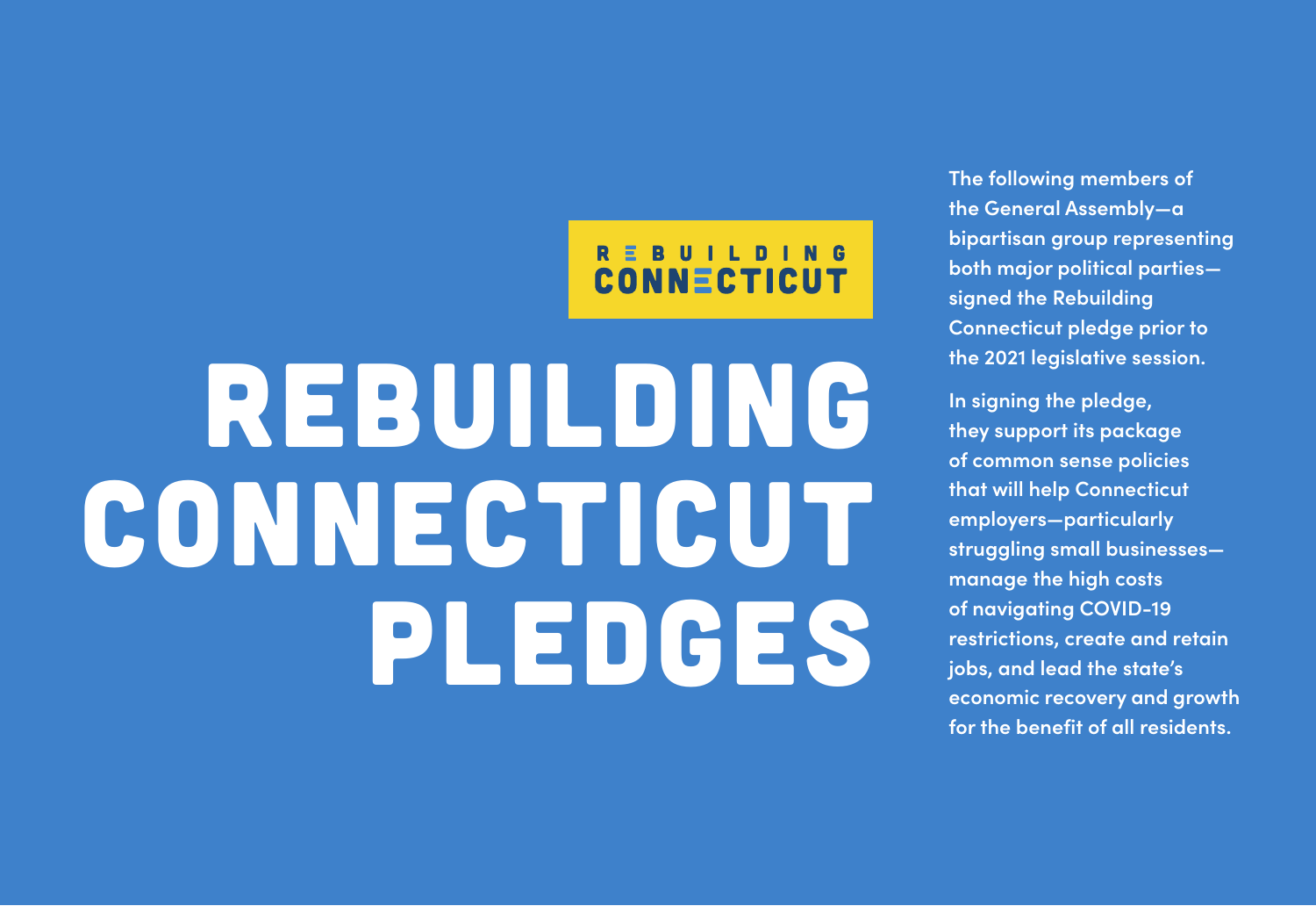REBUILDING CONNECTICUT

# REBUILDING CONNECTICUT PLEDGES

The following members of the General Assembly—a bipartisan group representing both major political parties—signed the Rebuilding Connecticut pledge prior to the 2021 legislative session.

In signing the pledge, they support its package of common sense policies that will help Connecticut employers—particularly struggling small businesses—manage the high costs of navigating COVID-19 restrictions, create and retain jobs, and lead the state's economic recovery and growth for the benefit of all residents.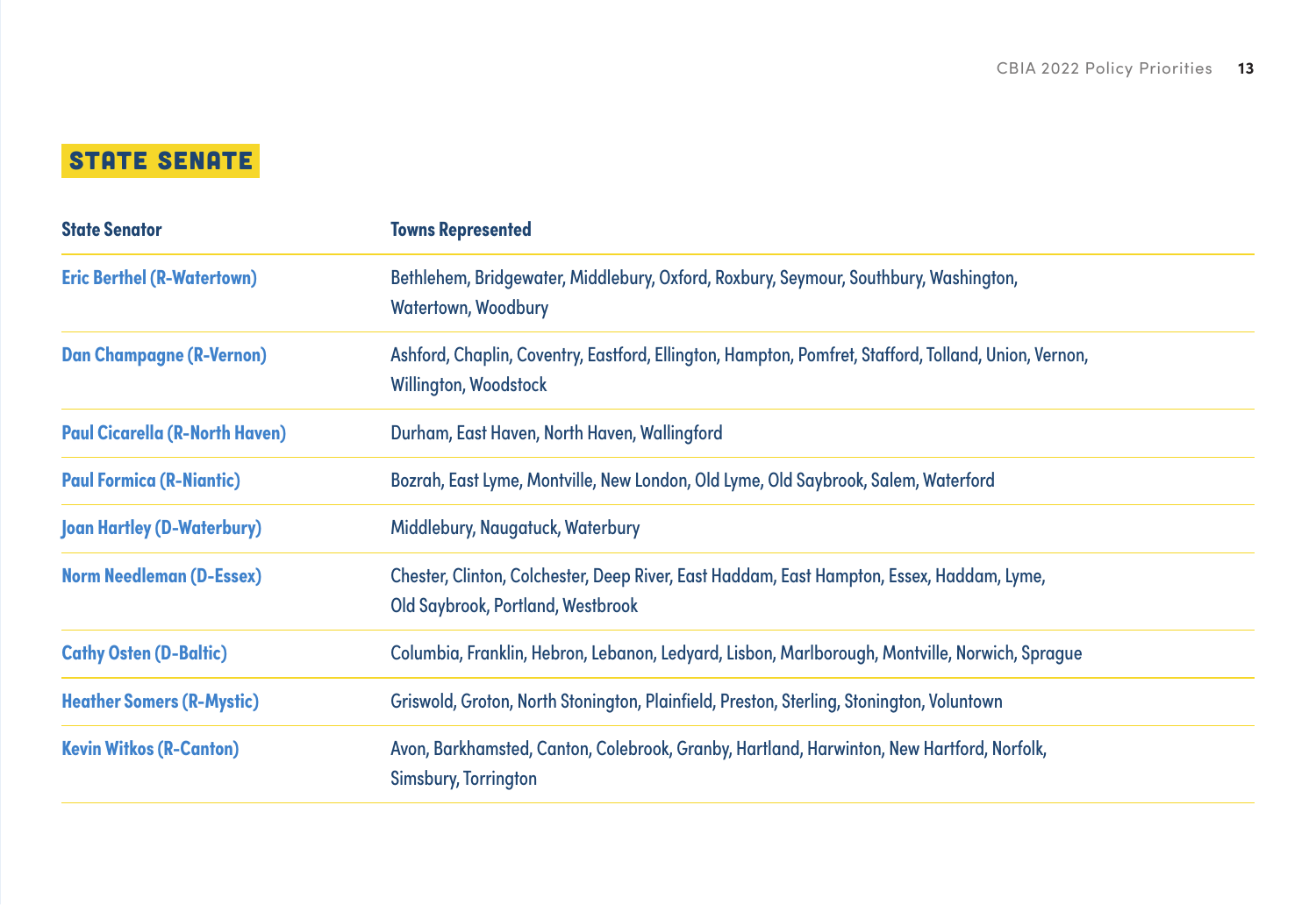## STATE SENATE

| State Senator | Towns Represented |
| --- | --- |
| Eric Berthel (R-Watertown) | Bethlehem, Bridgewater, Middlebury, Oxford, Roxbury, Seymour, Southbury, Washington, Watertown, Woodbury |
| Dan Champagne (R-Vernon) | Ashford, Chaplin, Coventry, Eastford, Ellington, Hampton, Pomfret, Stafford, Tolland, Union, Vernon, Willington, Woodstock |
| Paul Cicarella (R-North Haven) | Durham, East Haven, North Haven, Wallingford |
| Paul Formica (R-Niantic) | Bozrah, East Lyme, Montville, New London, Old Lyme, Old Saybrook, Salem, Waterford |
| Joan Hartley (D-Waterbury) | Middlebury, Naugatuck, Waterbury |
| Norm Needleman (D-Essex) | Chester, Clinton, Colchester, Deep River, East Haddam, East Hampton, Essex, Haddam, Lyme, Old Saybrook, Portland, Westbrook |
| Cathy Osten (D-Baltic) | Columbia, Franklin, Hebron, Lebanon, Ledyard, Lisbon, Marlborough, Montville, Norwich, Sprague |
| Heather Somers (R-Mystic) | Griswold, Groton, North Stonington, Plainfield, Preston, Sterling, Stonington, Voluntown |
| Kevin Witkos (R-Canton) | Avon, Barkhamsted, Canton, Colebrook, Granby, Hartland, Harwinton, New Hartford, Norfolk, Simsbury, Torrington |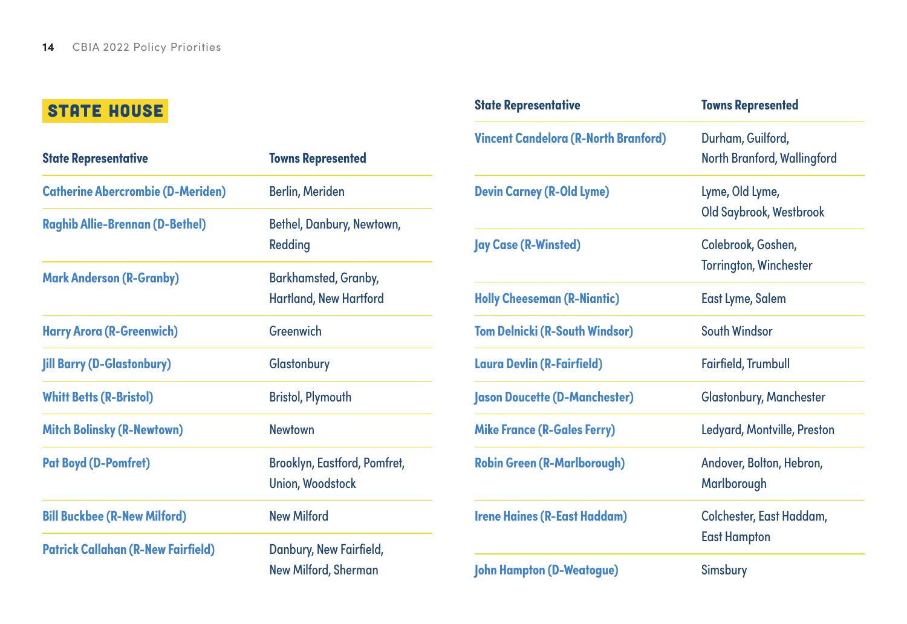## STATE HOUSE

| State Representative | Towns Represented |
|---|---|
| Catherine Abercrombie (D-Meriden) | Berlin, Meriden |
| Raghib Allie-Brennan (D-Bethel) | Bethel, Danbury, Newtown, Redding |
| Mark Anderson (R-Granby) | Barkhamsted, Granby, Hartland, New Hartford |
| Harry Arora (R-Greenwich) | Greenwich |
| Jill Barry (D-Glastonbury) | Glastonbury |
| Whitt Betts (R-Bristol) | Bristol, Plymouth |
| Mitch Bolinsky (R-Newtown) | Newtown |
| Pat Boyd (D-Pomfret) | Brooklyn, Eastford, Pomfret, Union, Woodstock |
| Bill Buckbee (R-New Milford) | New Milford |
| Patrick Callahan (R-New Fairfield) | Danbury, New Fairfield, New Milford, Sherman |
| Vincent Candelora (R-North Branford) | Durham, Guilford, North Branford, Wallingford |
| Devin Carney (R-Old Lyme) | Lyme, Old Lyme, Old Saybrook, Westbrook |
| Jay Case (R-Winsted) | Colebrook, Goshen, Torrington, Winchester |
| Holly Cheeseman (R-Niantic) | East Lyme, Salem |
| Tom Delnicki (R-South Windsor) | South Windsor |
| Laura Devlin (R-Fairfield) | Fairfield, Trumbull |
| Jason Doucette (D-Manchester) | Glastonbury, Manchester |
| Mike France (R-Gales Ferry) | Ledyard, Montville, Preston |
| Robin Green (R-Marlborough) | Andover, Bolton, Hebron, Marlborough |
| Irene Haines (R-East Haddam) | Colchester, East Haddam, East Hampton |
| John Hampton (D-Weatogue) | Simsbury |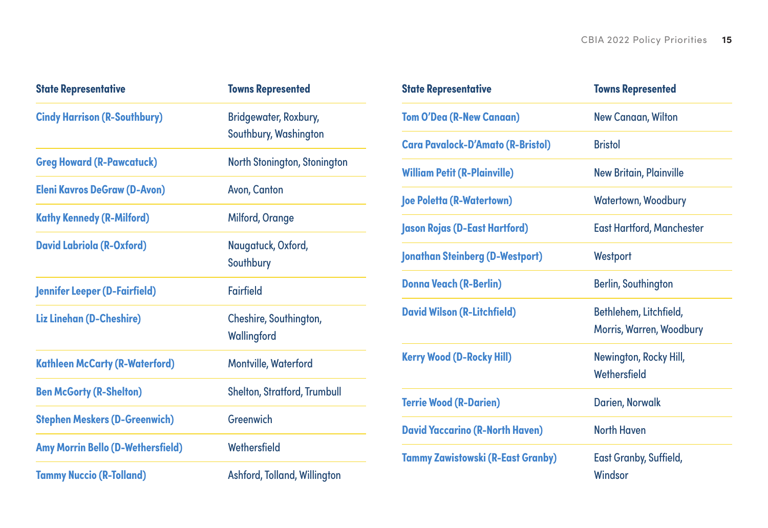| State Representative | Towns Represented |
| --- | --- |
| Cindy Harrison (R-Southbury) | Bridgewater, Roxbury, Southbury, Washington |
| Greg Howard (R-Pawcatuck) | North Stonington, Stonington |
| Eleni Kavros DeGraw (D-Avon) | Avon, Canton |
| Kathy Kennedy (R-Milford) | Milford, Orange |
| David Labriola (R-Oxford) | Naugatuck, Oxford, Southbury |
| Jennifer Leeper (D-Fairfield) | Fairfield |
| Liz Linehan (D-Cheshire) | Cheshire, Southington, Wallingford |
| Kathleen McCarty (R-Waterford) | Montville, Waterford |
| Ben McGorty (R-Shelton) | Shelton, Stratford, Trumbull |
| Stephen Meskers (D-Greenwich) | Greenwich |
| Amy Morrin Bello (D-Wethersfield) | Wethersfield |
| Tammy Nuccio (R-Tolland) | Ashford, Tolland, Willington |

| State Representative | Towns Represented |
| --- | --- |
| Tom O'Dea (R-New Canaan) | New Canaan, Wilton |
| Cara Pavalock-D'Amato (R-Bristol) | Bristol |
| William Petit (R-Plainville) | New Britain, Plainville |
| Joe Poletta (R-Watertown) | Watertown, Woodbury |
| Jason Rojas (D-East Hartford) | East Hartford, Manchester |
| Jonathan Steinberg (D-Westport) | Westport |
| Donna Veach (R-Berlin) | Berlin, Southington |
| David Wilson (R-Litchfield) | Bethlehem, Litchfield, Morris, Warren, Woodbury |
| Kerry Wood (D-Rocky Hill) | Newington, Rocky Hill, Wethersfield |
| Terrie Wood (R-Darien) | Darien, Norwalk |
| David Yaccarino (R-North Haven) | North Haven |
| Tammy Zawistowski (R-East Granby) | East Granby, Suffield, Windsor |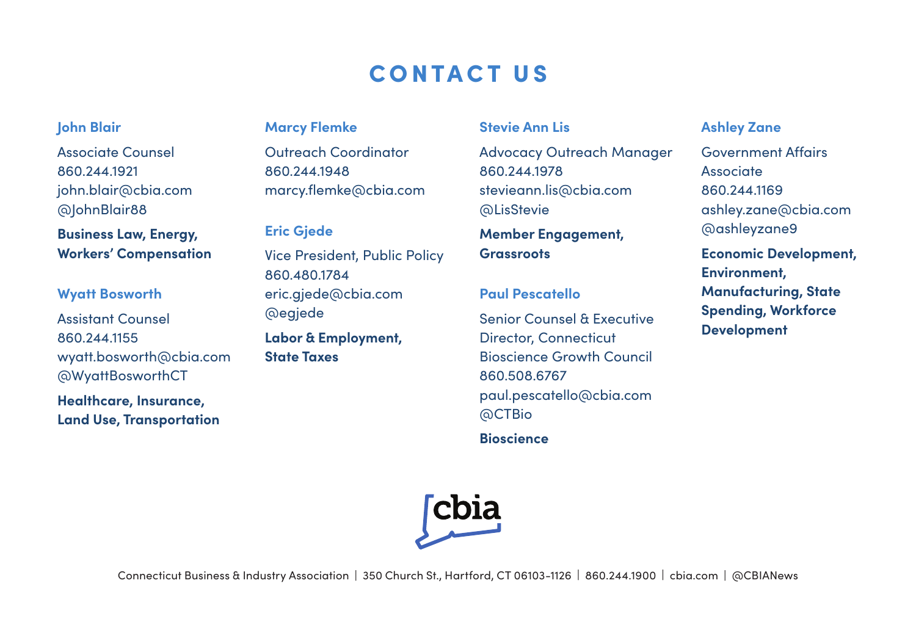# CONTACT US

### John Blair

Associate Counsel
860.244.1921
john.blair@cbia.com
@JohnBlair88

**Business Law, Energy, Workers' Compensation**

### Wyatt Bosworth

Assistant Counsel
860.244.1155
wyatt.bosworth@cbia.com
@WyattBosworthCT

**Healthcare, Insurance, Land Use, Transportation**

### Marcy Flemke

Outreach Coordinator
860.244.1948
marcy.flemke@cbia.com

### Eric Gjede

Vice President, Public Policy
860.480.1784
eric.gjede@cbia.com
@egjede

**Labor & Employment, State Taxes**

### Stevie Ann Lis

Advocacy Outreach Manager
860.244.1978
stevieann.lis@cbia.com
@LisStevie

**Member Engagement, Grassroots**

### Paul Pescatello

Senior Counsel & Executive Director, Connecticut Bioscience Growth Council
860.508.6767
paul.pescatello@cbia.com
@CTBio

**Bioscience**

### Ashley Zane

Government Affairs Associate
860.244.1169
ashley.zane@cbia.com
@ashleyzane9

**Economic Development, Environment, Manufacturing, State Spending, Workforce Development**

cbia

Connecticut Business & Industry Association | 350 Church St., Hartford, CT 06103-1126 | 860.244.1900 | cbia.com | @CBIANews